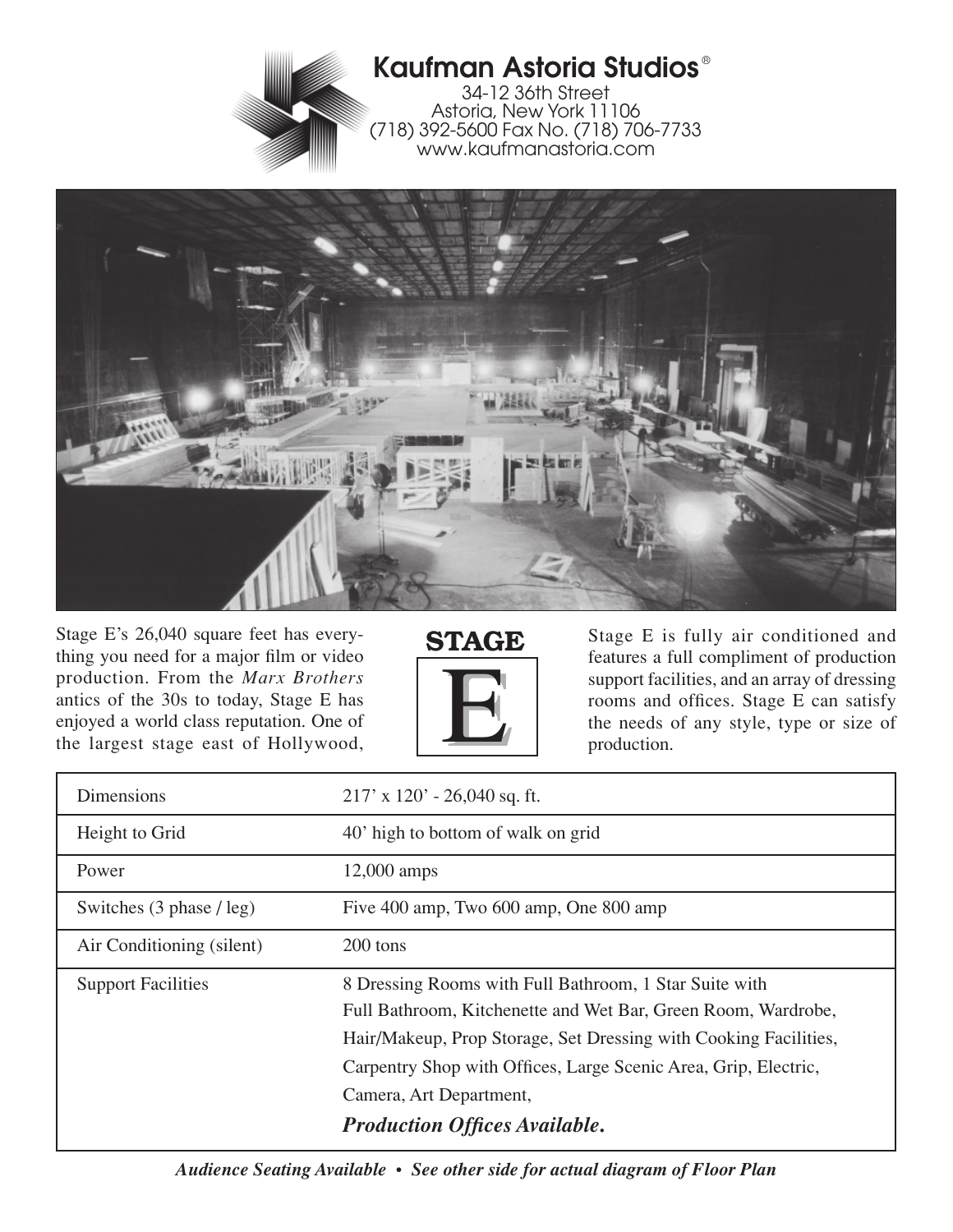# Kaufman Astoria Studios®

34-12 36th Street
Astoria, New York 11106
(718) 392-5600 Fax No. (718) 706-7733
www.kaufmanastoria.com

## STAGE E

Stage E's 26,040 square feet has everything you need for a major film or video production. From the *Marx Brothers* antics of the 30s to today, Stage E has enjoyed a world class reputation. One of the largest stage east of Hollywood, Stage E is fully air conditioned and features a full compliment of production support facilities, and an array of dressing rooms and offices. Stage E can satisfy the needs of any style, type or size of production.

| | |
|---|---|
| Dimensions | 217' x 120' - 26,040 sq. ft. |
| Height to Grid | 40' high to bottom of walk on grid |
| Power | 12,000 amps |
| Switches (3 phase / leg) | Five 400 amp, Two 600 amp, One 800 amp |
| Air Conditioning (silent) | 200 tons |
| Support Facilities | 8 Dressing Rooms with Full Bathroom, 1 Star Suite with Full Bathroom, Kitchenette and Wet Bar, Green Room, Wardrobe, Hair/Makeup, Prop Storage, Set Dressing with Cooking Facilities, Carpentry Shop with Offices, Large Scenic Area, Grip, Electric, Camera, Art Department, ***Production Offices Available.*** |

***Audience Seating Available • See other side for actual diagram of Floor Plan***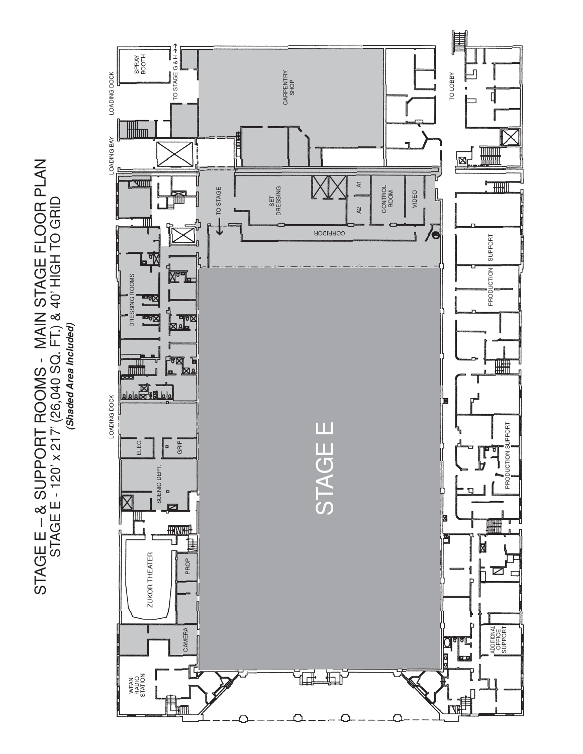# STAGE E – & SUPPORT ROOMS - MAIN STAGE FLOOR PLAN

## STAGE E - 120' x 217' (26,040 SQ. FT.) & 40' HIGH TO GRID

***(Shaded Area Included)***

STAGE E

SPRAY BOOTH

LOADING DOCK

TO STAGE G & H →

CARPENTRY SHOP

TO LOBBY

LOADING BAY

TO STAGE

SET DRESSING

A1

A2

CONTROL ROOM

VIDEO

CORRIDOR

DRESSING ROOMS

PRODUCTION SUPPORT

LOADING DOCK

ELEC.

GRIP

SCENIC DEPT.

PRODUCTION SUPPORT

ZUKOR THEATER

PROP

CAMERA

ADDITIONAL OFFICE SUPPORT

WFAN RADIO STATION